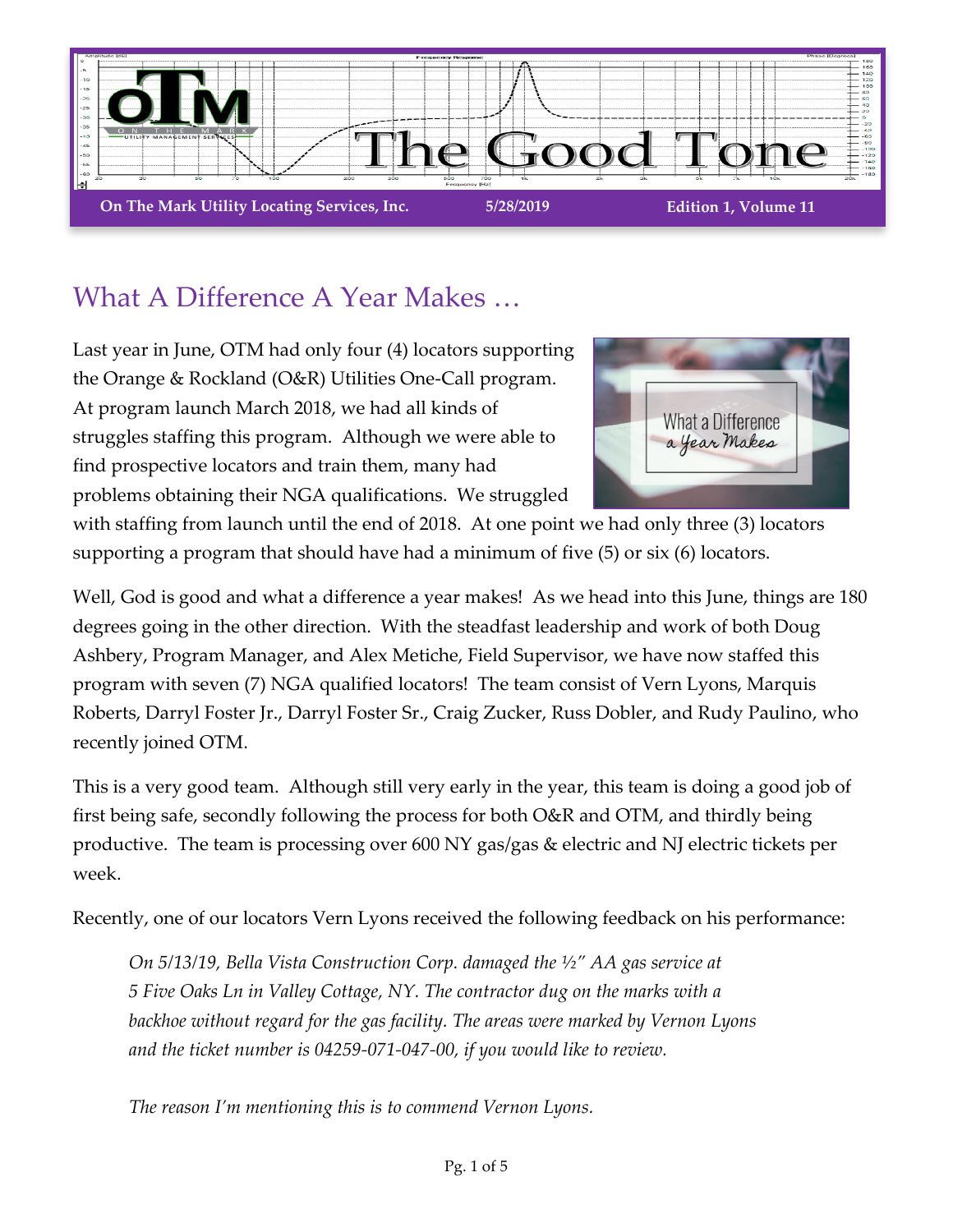# The Good Tone

**On The Mark Utility Locating Services, Inc.** | **5/28/2019** | **Edition 1, Volume 11**

## What A Difference A Year Makes …

Last year in June, OTM had only four (4) locators supporting the Orange & Rockland (O&R) Utilities One-Call program. At program launch March 2018, we had all kinds of struggles staffing this program. Although we were able to find prospective locators and train them, many had problems obtaining their NGA qualifications. We struggled with staffing from launch until the end of 2018. At one point we had only three (3) locators supporting a program that should have had a minimum of five (5) or six (6) locators.

Well, God is good and what a difference a year makes! As we head into this June, things are 180 degrees going in the other direction. With the steadfast leadership and work of both Doug Ashbery, Program Manager, and Alex Metiche, Field Supervisor, we have now staffed this program with seven (7) NGA qualified locators! The team consist of Vern Lyons, Marquis Roberts, Darryl Foster Jr., Darryl Foster Sr., Craig Zucker, Russ Dobler, and Rudy Paulino, who recently joined OTM.

This is a very good team. Although still very early in the year, this team is doing a good job of first being safe, secondly following the process for both O&R and OTM, and thirdly being productive. The team is processing over 600 NY gas/gas & electric and NJ electric tickets per week.

Recently, one of our locators Vern Lyons received the following feedback on his performance:

> *On 5/13/19, Bella Vista Construction Corp. damaged the ½" AA gas service at 5 Five Oaks Ln in Valley Cottage, NY. The contractor dug on the marks with a backhoe without regard for the gas facility. The areas were marked by Vernon Lyons and the ticket number is 04259-071-047-00, if you would like to review.*
>
> *The reason I'm mentioning this is to commend Vernon Lyons.*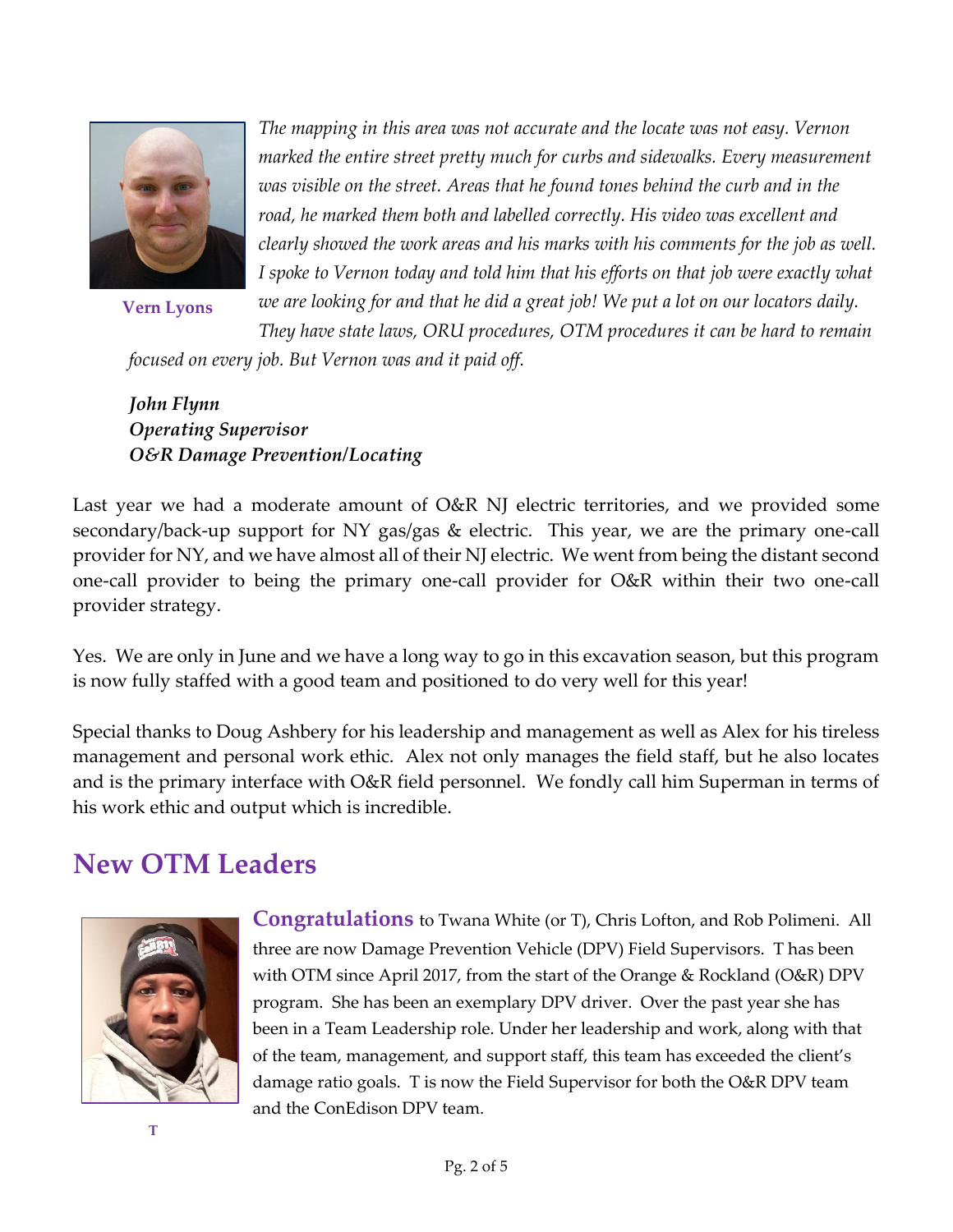Vern Lyons

*The mapping in this area was not accurate and the locate was not easy. Vernon marked the entire street pretty much for curbs and sidewalks. Every measurement was visible on the street. Areas that he found tones behind the curb and in the road, he marked them both and labelled correctly. His video was excellent and clearly showed the work areas and his marks with his comments for the job as well. I spoke to Vernon today and told him that his efforts on that job were exactly what we are looking for and that he did a great job! We put a lot on our locators daily. They have state laws, ORU procedures, OTM procedures it can be hard to remain focused on every job. But Vernon was and it paid off.*

***John Flynn***
***Operating Supervisor***
***O&R Damage Prevention/Locating***

Last year we had a moderate amount of O&R NJ electric territories, and we provided some secondary/back-up support for NY gas/gas & electric. This year, we are the primary one-call provider for NY, and we have almost all of their NJ electric. We went from being the distant second one-call provider to being the primary one-call provider for O&R within their two one-call provider strategy.

Yes. We are only in June and we have a long way to go in this excavation season, but this program is now fully staffed with a good team and positioned to do very well for this year!

Special thanks to Doug Ashbery for his leadership and management as well as Alex for his tireless management and personal work ethic. Alex not only manages the field staff, but he also locates and is the primary interface with O&R field personnel. We fondly call him Superman in terms of his work ethic and output which is incredible.

## New OTM Leaders

T

**Congratulations** to Twana White (or T), Chris Lofton, and Rob Polimeni. All three are now Damage Prevention Vehicle (DPV) Field Supervisors. T has been with OTM since April 2017, from the start of the Orange & Rockland (O&R) DPV program. She has been an exemplary DPV driver. Over the past year she has been in a Team Leadership role. Under her leadership and work, along with that of the team, management, and support staff, this team has exceeded the client's damage ratio goals. T is now the Field Supervisor for both the O&R DPV team and the ConEdison DPV team.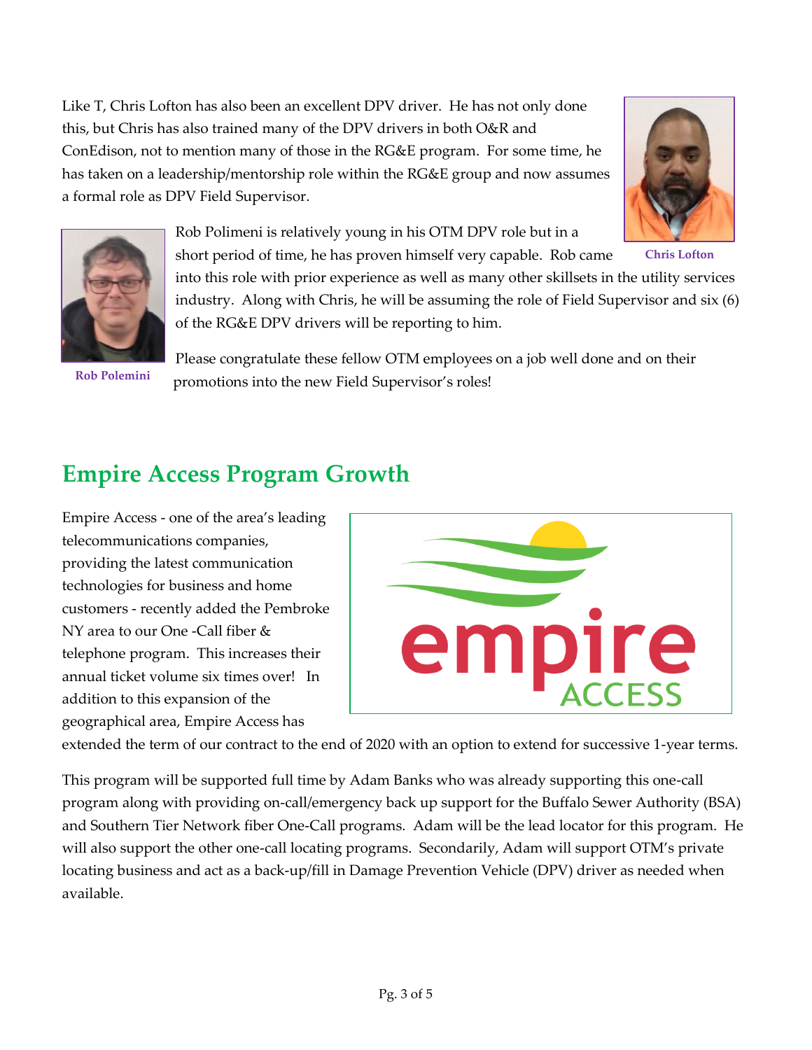Like T, Chris Lofton has also been an excellent DPV driver. He has not only done this, but Chris has also trained many of the DPV drivers in both O&R and ConEdison, not to mention many of those in the RG&E program. For some time, he has taken on a leadership/mentorship role within the RG&E group and now assumes a formal role as DPV Field Supervisor.

Chris Lofton

Rob Polimeni is relatively young in his OTM DPV role but in a short period of time, he has proven himself very capable. Rob came into this role with prior experience as well as many other skillsets in the utility services industry. Along with Chris, he will be assuming the role of Field Supervisor and six (6) of the RG&E DPV drivers will be reporting to him.

Rob Polemini

Please congratulate these fellow OTM employees on a job well done and on their promotions into the new Field Supervisor's roles!

## Empire Access Program Growth

Empire Access - one of the area's leading telecommunications companies, providing the latest communication technologies for business and home customers - recently added the Pembroke NY area to our One -Call fiber & telephone program. This increases their annual ticket volume six times over! In addition to this expansion of the geographical area, Empire Access has extended the term of our contract to the end of 2020 with an option to extend for successive 1-year terms.

This program will be supported full time by Adam Banks who was already supporting this one-call program along with providing on-call/emergency back up support for the Buffalo Sewer Authority (BSA) and Southern Tier Network fiber One-Call programs. Adam will be the lead locator for this program. He will also support the other one-call locating programs. Secondarily, Adam will support OTM's private locating business and act as a back-up/fill in Damage Prevention Vehicle (DPV) driver as needed when available.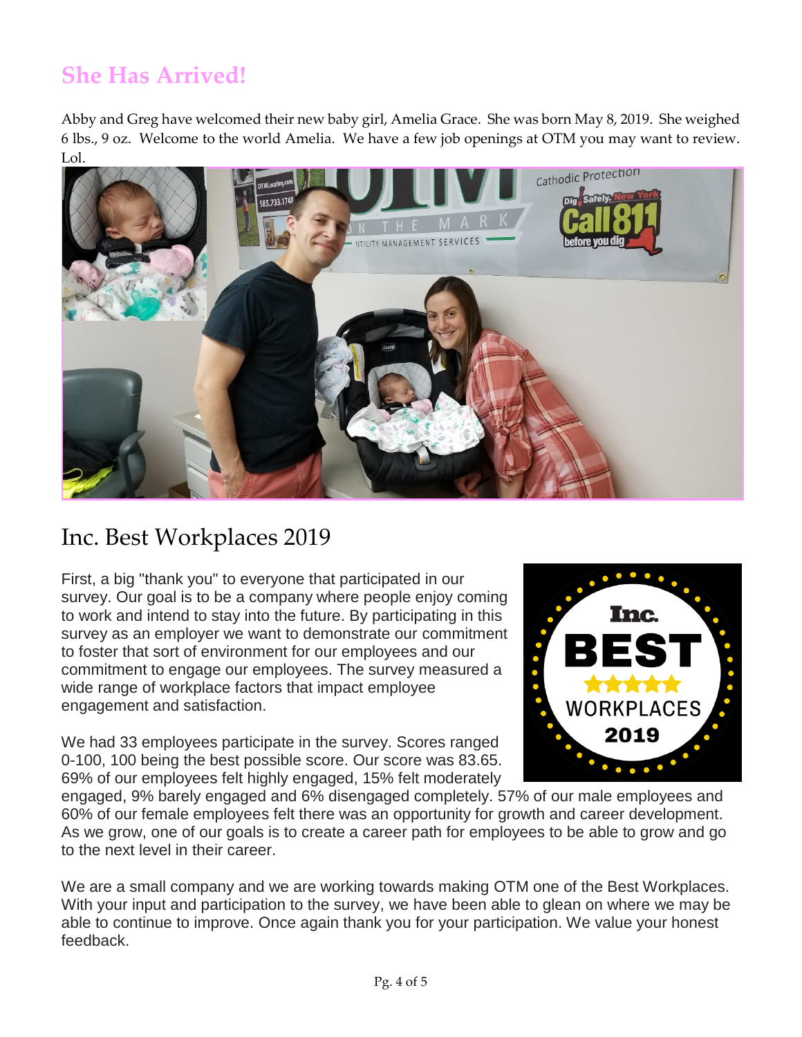# She Has Arrived!

Abby and Greg have welcomed their new baby girl, Amelia Grace. She was born May 8, 2019. She weighed 6 lbs., 9 oz. Welcome to the world Amelia. We have a few job openings at OTM you may want to review. Lol.

# Inc. Best Workplaces 2019

First, a big "thank you" to everyone that participated in our survey. Our goal is to be a company where people enjoy coming to work and intend to stay into the future. By participating in this survey as an employer we want to demonstrate our commitment to foster that sort of environment for our employees and our commitment to engage our employees. The survey measured a wide range of workplace factors that impact employee engagement and satisfaction.

We had 33 employees participate in the survey. Scores ranged 0-100, 100 being the best possible score. Our score was 83.65. 69% of our employees felt highly engaged, 15% felt moderately engaged, 9% barely engaged and 6% disengaged completely. 57% of our male employees and 60% of our female employees felt there was an opportunity for growth and career development. As we grow, one of our goals is to create a career path for employees to be able to grow and go to the next level in their career.

We are a small company and we are working towards making OTM one of the Best Workplaces. With your input and participation to the survey, we have been able to glean on where we may be able to continue to improve. Once again thank you for your participation. We value your honest feedback.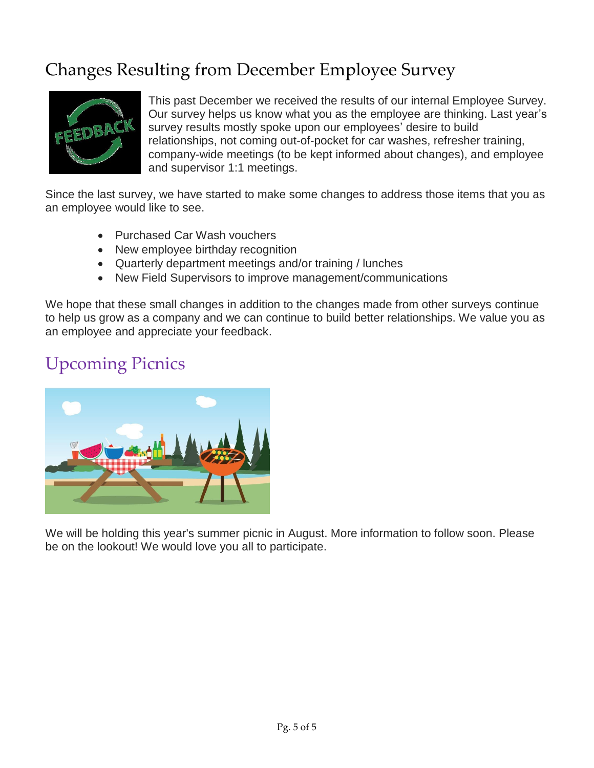## Changes Resulting from December Employee Survey

This past December we received the results of our internal Employee Survey. Our survey helps us know what you as the employee are thinking. Last year's survey results mostly spoke upon our employees' desire to build relationships, not coming out-of-pocket for car washes, refresher training, company-wide meetings (to be kept informed about changes), and employee and supervisor 1:1 meetings.

Since the last survey, we have started to make some changes to address those items that you as an employee would like to see.

- Purchased Car Wash vouchers
- New employee birthday recognition
- Quarterly department meetings and/or training / lunches
- New Field Supervisors to improve management/communications

We hope that these small changes in addition to the changes made from other surveys continue to help us grow as a company and we can continue to build better relationships. We value you as an employee and appreciate your feedback.

## Upcoming Picnics

We will be holding this year's summer picnic in August. More information to follow soon. Please be on the lookout! We would love you all to participate.